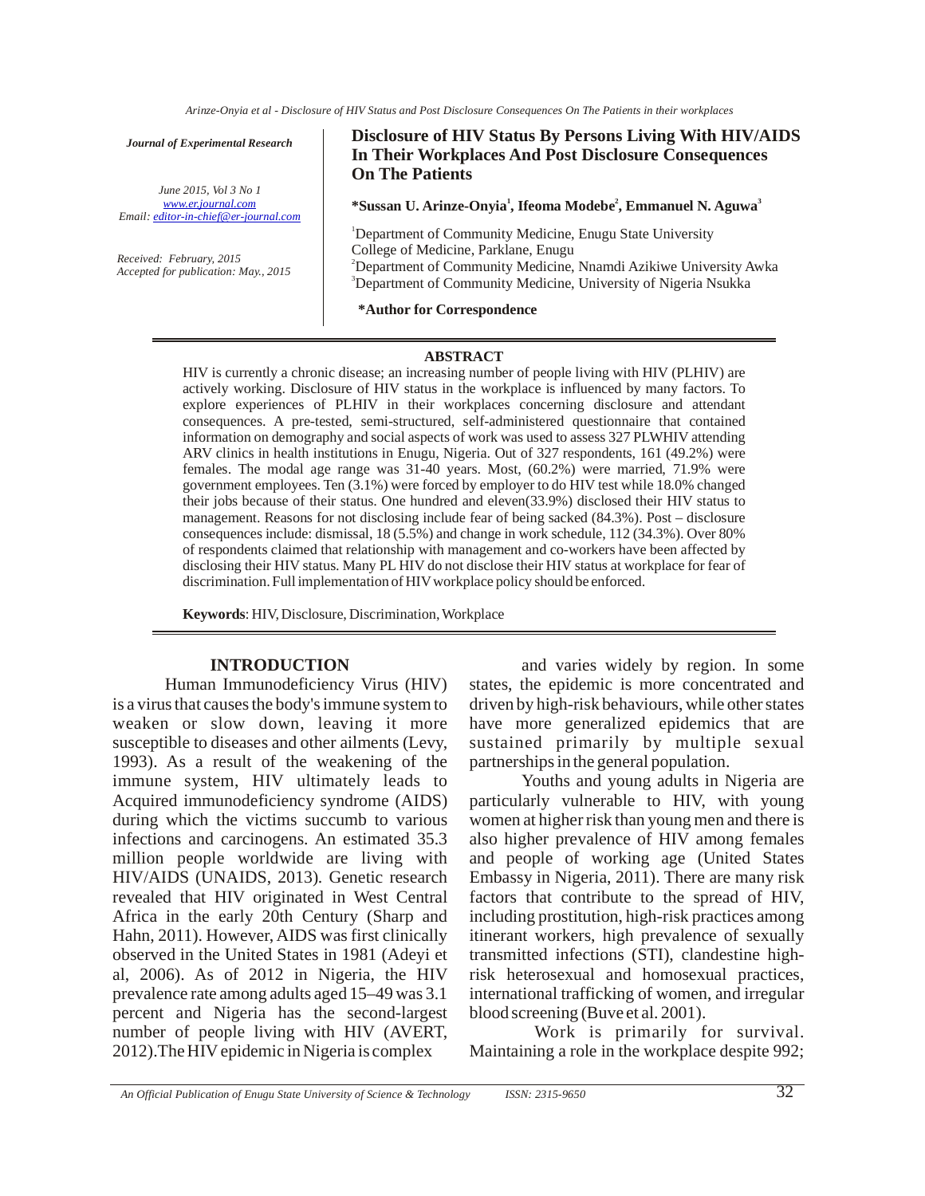*Journal of Experimental Research*

*June 2015, Vol 3 No 1*
*www.er.journal.com*
*Email: editor-in-chief@er-journal.com*

*Received: February, 2015*
*Accepted for publication: May., 2015*

# Disclosure of HIV Status By Persons Living With HIV/AIDS In Their Workplaces And Post Disclosure Consequences On The Patients

**\*Sussan U. Arinze-Onyia[1], Ifeoma Modebe[2], Emmanuel N. Aguwa[3]**

[1]Department of Community Medicine, Enugu State University College of Medicine, Parklane, Enugu
[2]Department of Community Medicine, Nnamdi Azikiwe University Awka
[3]Department of Community Medicine, University of Nigeria Nsukka

**\*Author for Correspondence**

## ABSTRACT

HIV is currently a chronic disease; an increasing number of people living with HIV (PLHIV) are actively working. Disclosure of HIV status in the workplace is influenced by many factors. To explore experiences of PLHIV in their workplaces concerning disclosure and attendant consequences. A pre-tested, semi-structured, self-administered questionnaire that contained information on demography and social aspects of work was used to assess 327 PLWHIV attending ARV clinics in health institutions in Enugu, Nigeria. Out of 327 respondents, 161 (49.2%) were females. The modal age range was 31-40 years. Most, (60.2%) were married, 71.9% were government employees. Ten (3.1%) were forced by employer to do HIV test while 18.0% changed their jobs because of their status. One hundred and eleven(33.9%) disclosed their HIV status to management. Reasons for not disclosing include fear of being sacked (84.3%). Post – disclosure consequences include: dismissal, 18 (5.5%) and change in work schedule, 112 (34.3%). Over 80% of respondents claimed that relationship with management and co-workers have been affected by disclosing their HIV status. Many PL HIV do not disclose their HIV status at workplace for fear of discrimination. Full implementation of HIV workplace policy should be enforced.

**Keywords**: HIV, Disclosure, Discrimination, Workplace

## INTRODUCTION

Human Immunodeficiency Virus (HIV) is a virus that causes the body's immune system to weaken or slow down, leaving it more susceptible to diseases and other ailments (Levy, 1993). As a result of the weakening of the immune system, HIV ultimately leads to Acquired immunodeficiency syndrome (AIDS) during which the victims succumb to various infections and carcinogens. An estimated 35.3 million people worldwide are living with HIV/AIDS (UNAIDS, 2013). Genetic research revealed that HIV originated in West Central Africa in the early 20th Century (Sharp and Hahn, 2011). However, AIDS was first clinically observed in the United States in 1981 (Adeyi et al, 2006). As of 2012 in Nigeria, the HIV prevalence rate among adults aged 15–49 was 3.1 percent and Nigeria has the second-largest number of people living with HIV (AVERT, 2012).The HIV epidemic in Nigeria is complex and varies widely by region. In some states, the epidemic is more concentrated and driven by high-risk behaviours, while other states have more generalized epidemics that are sustained primarily by multiple sexual partnerships in the general population.

Youths and young adults in Nigeria are particularly vulnerable to HIV, with young women at higher risk than young men and there is also higher prevalence of HIV among females and people of working age (United States Embassy in Nigeria, 2011). There are many risk factors that contribute to the spread of HIV, including prostitution, high-risk practices among itinerant workers, high prevalence of sexually transmitted infections (STI), clandestine high-risk heterosexual and homosexual practices, international trafficking of women, and irregular blood screening (Buve et al. 2001).

Work is primarily for survival. Maintaining a role in the workplace despite 992;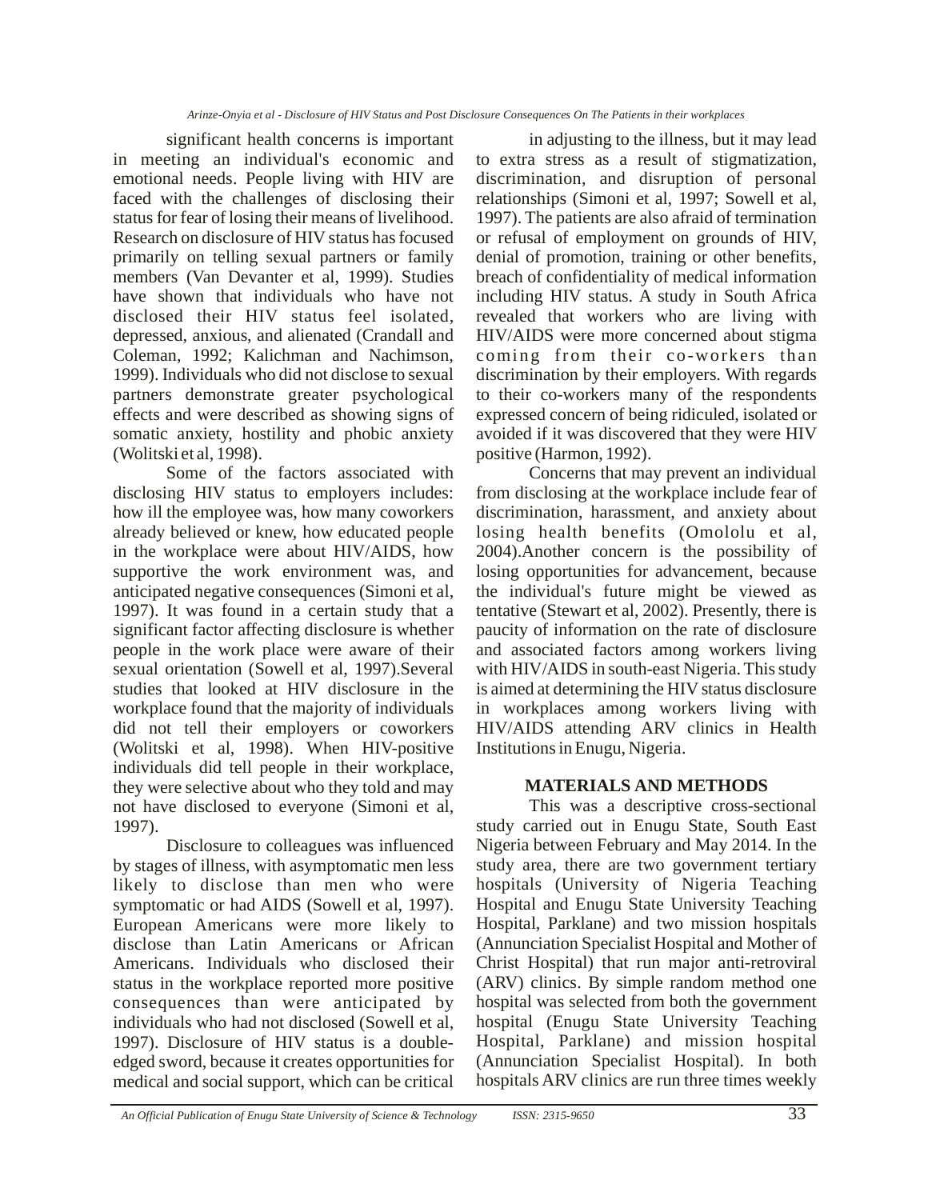significant health concerns is important in meeting an individual's economic and emotional needs. People living with HIV are faced with the challenges of disclosing their status for fear of losing their means of livelihood. Research on disclosure of HIV status has focused primarily on telling sexual partners or family members (Van Devanter et al, 1999). Studies have shown that individuals who have not disclosed their HIV status feel isolated, depressed, anxious, and alienated (Crandall and Coleman, 1992; Kalichman and Nachimson, 1999). Individuals who did not disclose to sexual partners demonstrate greater psychological effects and were described as showing signs of somatic anxiety, hostility and phobic anxiety (Wolitski et al, 1998).

Some of the factors associated with disclosing HIV status to employers includes: how ill the employee was, how many coworkers already believed or knew, how educated people in the workplace were about HIV/AIDS, how supportive the work environment was, and anticipated negative consequences (Simoni et al, 1997). It was found in a certain study that a significant factor affecting disclosure is whether people in the work place were aware of their sexual orientation (Sowell et al, 1997).Several studies that looked at HIV disclosure in the workplace found that the majority of individuals did not tell their employers or coworkers (Wolitski et al, 1998). When HIV-positive individuals did tell people in their workplace, they were selective about who they told and may not have disclosed to everyone (Simoni et al, 1997).

Disclosure to colleagues was influenced by stages of illness, with asymptomatic men less likely to disclose than men who were symptomatic or had AIDS (Sowell et al, 1997). European Americans were more likely to disclose than Latin Americans or African Americans. Individuals who disclosed their status in the workplace reported more positive consequences than were anticipated by individuals who had not disclosed (Sowell et al, 1997). Disclosure of HIV status is a double-edged sword, because it creates opportunities for medical and social support, which can be critical in adjusting to the illness, but it may lead to extra stress as a result of stigmatization, discrimination, and disruption of personal relationships (Simoni et al, 1997; Sowell et al, 1997). The patients are also afraid of termination or refusal of employment on grounds of HIV, denial of promotion, training or other benefits, breach of confidentiality of medical information including HIV status. A study in South Africa revealed that workers who are living with HIV/AIDS were more concerned about stigma coming from their co-workers than discrimination by their employers. With regards to their co-workers many of the respondents expressed concern of being ridiculed, isolated or avoided if it was discovered that they were HIV positive (Harmon, 1992).

Concerns that may prevent an individual from disclosing at the workplace include fear of discrimination, harassment, and anxiety about losing health benefits (Omololu et al, 2004).Another concern is the possibility of losing opportunities for advancement, because the individual's future might be viewed as tentative (Stewart et al, 2002). Presently, there is paucity of information on the rate of disclosure and associated factors among workers living with HIV/AIDS in south-east Nigeria. This study is aimed at determining the HIV status disclosure in workplaces among workers living with HIV/AIDS attending ARV clinics in Health Institutions in Enugu, Nigeria.

## MATERIALS AND METHODS

This was a descriptive cross-sectional study carried out in Enugu State, South East Nigeria between February and May 2014. In the study area, there are two government tertiary hospitals (University of Nigeria Teaching Hospital and Enugu State University Teaching Hospital, Parklane) and two mission hospitals (Annunciation Specialist Hospital and Mother of Christ Hospital) that run major anti-retroviral (ARV) clinics. By simple random method one hospital was selected from both the government hospital (Enugu State University Teaching Hospital, Parklane) and mission hospital (Annunciation Specialist Hospital). In both hospitals ARV clinics are run three times weekly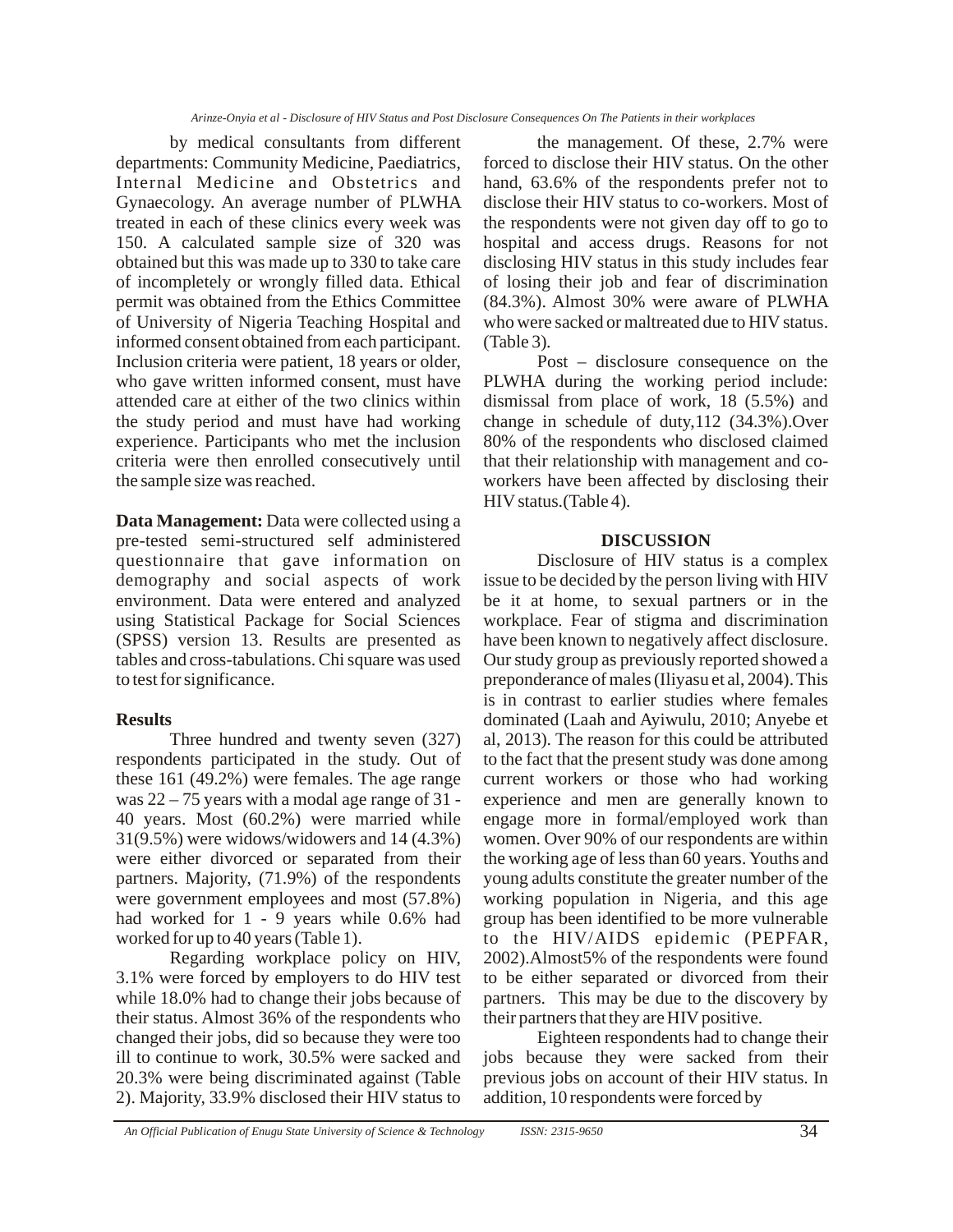by medical consultants from different departments: Community Medicine, Paediatrics, Internal Medicine and Obstetrics and Gynaecology. An average number of PLWHA treated in each of these clinics every week was 150. A calculated sample size of 320 was obtained but this was made up to 330 to take care of incompletely or wrongly filled data. Ethical permit was obtained from the Ethics Committee of University of Nigeria Teaching Hospital and informed consent obtained from each participant. Inclusion criteria were patient, 18 years or older, who gave written informed consent, must have attended care at either of the two clinics within the study period and must have had working experience. Participants who met the inclusion criteria were then enrolled consecutively until the sample size was reached.

**Data Management:** Data were collected using a pre-tested semi-structured self administered questionnaire that gave information on demography and social aspects of work environment. Data were entered and analyzed using Statistical Package for Social Sciences (SPSS) version 13. Results are presented as tables and cross-tabulations. Chi square was used to test for significance.

## Results

Three hundred and twenty seven (327) respondents participated in the study. Out of these 161 (49.2%) were females. The age range was 22 – 75 years with a modal age range of 31 - 40 years. Most (60.2%) were married while 31(9.5%) were widows/widowers and 14 (4.3%) were either divorced or separated from their partners. Majority, (71.9%) of the respondents were government employees and most (57.8%) had worked for 1 - 9 years while 0.6% had worked for up to 40 years (Table 1).

Regarding workplace policy on HIV, 3.1% were forced by employers to do HIV test while 18.0% had to change their jobs because of their status. Almost 36% of the respondents who changed their jobs, did so because they were too ill to continue to work, 30.5% were sacked and 20.3% were being discriminated against (Table 2). Majority, 33.9% disclosed their HIV status to the management. Of these, 2.7% were forced to disclose their HIV status. On the other hand, 63.6% of the respondents prefer not to disclose their HIV status to co-workers. Most of the respondents were not given day off to go to hospital and access drugs. Reasons for not disclosing HIV status in this study includes fear of losing their job and fear of discrimination (84.3%). Almost 30% were aware of PLWHA who were sacked or maltreated due to HIV status. (Table 3).

Post – disclosure consequence on the PLWHA during the working period include: dismissal from place of work, 18 (5.5%) and change in schedule of duty,112 (34.3%).Over 80% of the respondents who disclosed claimed that their relationship with management and co-workers have been affected by disclosing their HIV status.(Table 4).

## DISCUSSION

Disclosure of HIV status is a complex issue to be decided by the person living with HIV be it at home, to sexual partners or in the workplace. Fear of stigma and discrimination have been known to negatively affect disclosure. Our study group as previously reported showed a preponderance of males (Iliyasu et al, 2004). This is in contrast to earlier studies where females dominated (Laah and Ayiwulu, 2010; Anyebe et al, 2013). The reason for this could be attributed to the fact that the present study was done among current workers or those who had working experience and men are generally known to engage more in formal/employed work than women. Over 90% of our respondents are within the working age of less than 60 years. Youths and young adults constitute the greater number of the working population in Nigeria, and this age group has been identified to be more vulnerable to the HIV/AIDS epidemic (PEPFAR, 2002).Almost5% of the respondents were found to be either separated or divorced from their partners. This may be due to the discovery by their partners that they are HIV positive.

Eighteen respondents had to change their jobs because they were sacked from their previous jobs on account of their HIV status. In addition, 10 respondents were forced by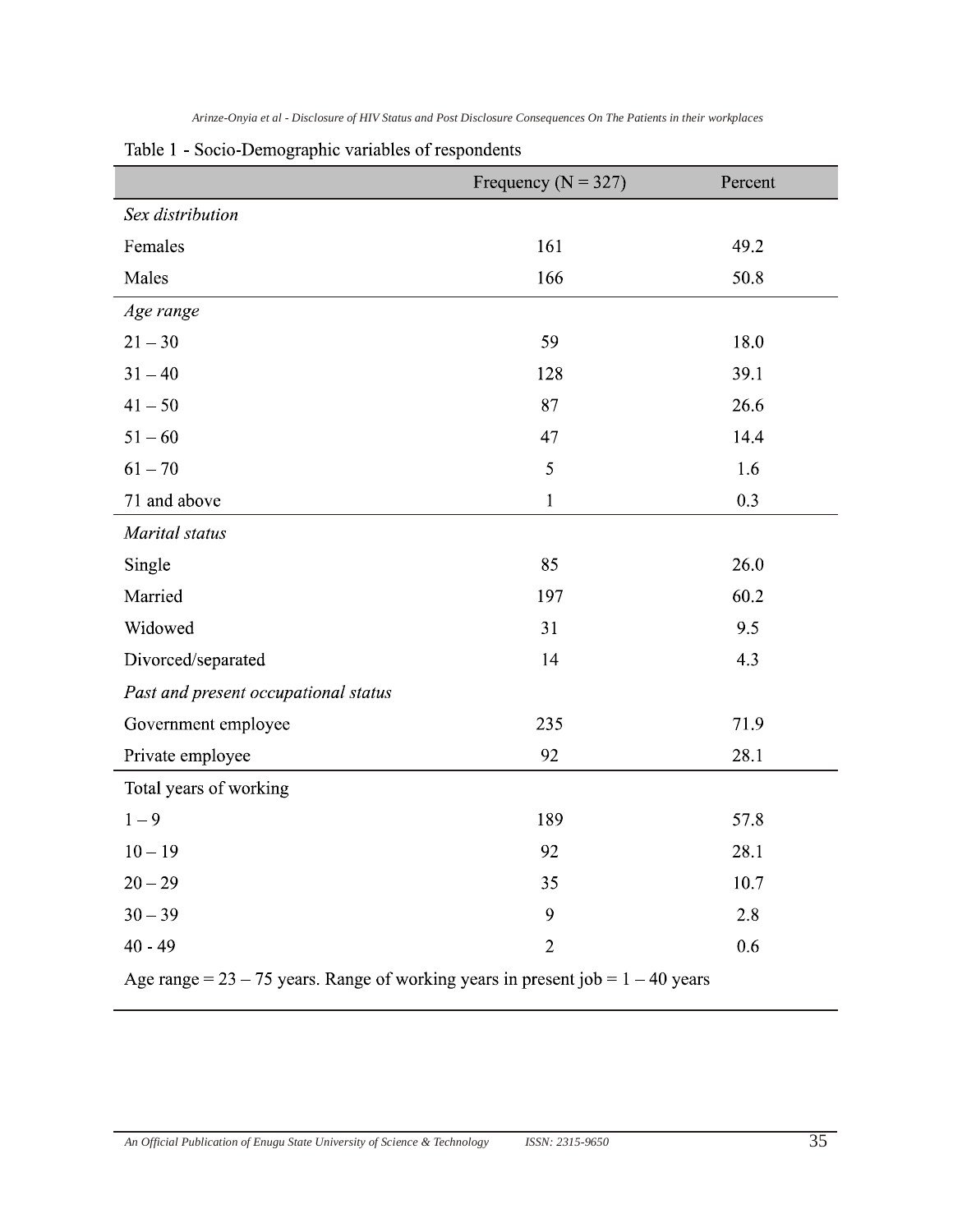Table 1 - Socio-Demographic variables of respondents

| | Frequency (N = 327) | Percent |
|---|---|---|
| *Sex distribution* | | |
| Females | 161 | 49.2 |
| Males | 166 | 50.8 |
| *Age range* | | |
| 21 – 30 | 59 | 18.0 |
| 31 – 40 | 128 | 39.1 |
| 41 – 50 | 87 | 26.6 |
| 51 – 60 | 47 | 14.4 |
| 61 – 70 | 5 | 1.6 |
| 71 and above | 1 | 0.3 |
| *Marital status* | | |
| Single | 85 | 26.0 |
| Married | 197 | 60.2 |
| Widowed | 31 | 9.5 |
| Divorced/separated | 14 | 4.3 |
| *Past and present occupational status* | | |
| Government employee | 235 | 71.9 |
| Private employee | 92 | 28.1 |
| Total years of working | | |
| 1 – 9 | 189 | 57.8 |
| 10 – 19 | 92 | 28.1 |
| 20 – 29 | 35 | 10.7 |
| 30 – 39 | 9 | 2.8 |
| 40 - 49 | 2 | 0.6 |

Age range = 23 – 75 years. Range of working years in present job = 1 – 40 years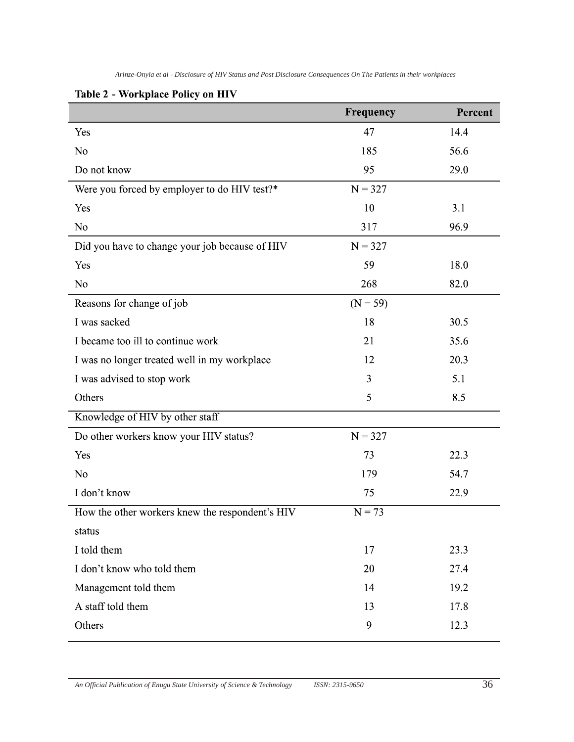**Table 2 - Workplace Policy on HIV**

| | Frequency | Percent |
|---|---|---|
| Yes | 47 | 14.4 |
| No | 185 | 56.6 |
| Do not know | 95 | 29.0 |
| Were you forced by employer to do HIV test?* | N = 327 | |
| Yes | 10 | 3.1 |
| No | 317 | 96.9 |
| Did you have to change your job because of HIV | N = 327 | |
| Yes | 59 | 18.0 |
| No | 268 | 82.0 |
| Reasons for change of job | (N = 59) | |
| I was sacked | 18 | 30.5 |
| I became too ill to continue work | 21 | 35.6 |
| I was no longer treated well in my workplace | 12 | 20.3 |
| I was advised to stop work | 3 | 5.1 |
| Others | 5 | 8.5 |
| Knowledge of HIV by other staff | | |
| Do other workers know your HIV status? | N = 327 | |
| Yes | 73 | 22.3 |
| No | 179 | 54.7 |
| I don't know | 75 | 22.9 |
| How the other workers knew the respondent's HIV status | N = 73 | |
| I told them | 17 | 23.3 |
| I don't know who told them | 20 | 27.4 |
| Management told them | 14 | 19.2 |
| A staff told them | 13 | 17.8 |
| Others | 9 | 12.3 |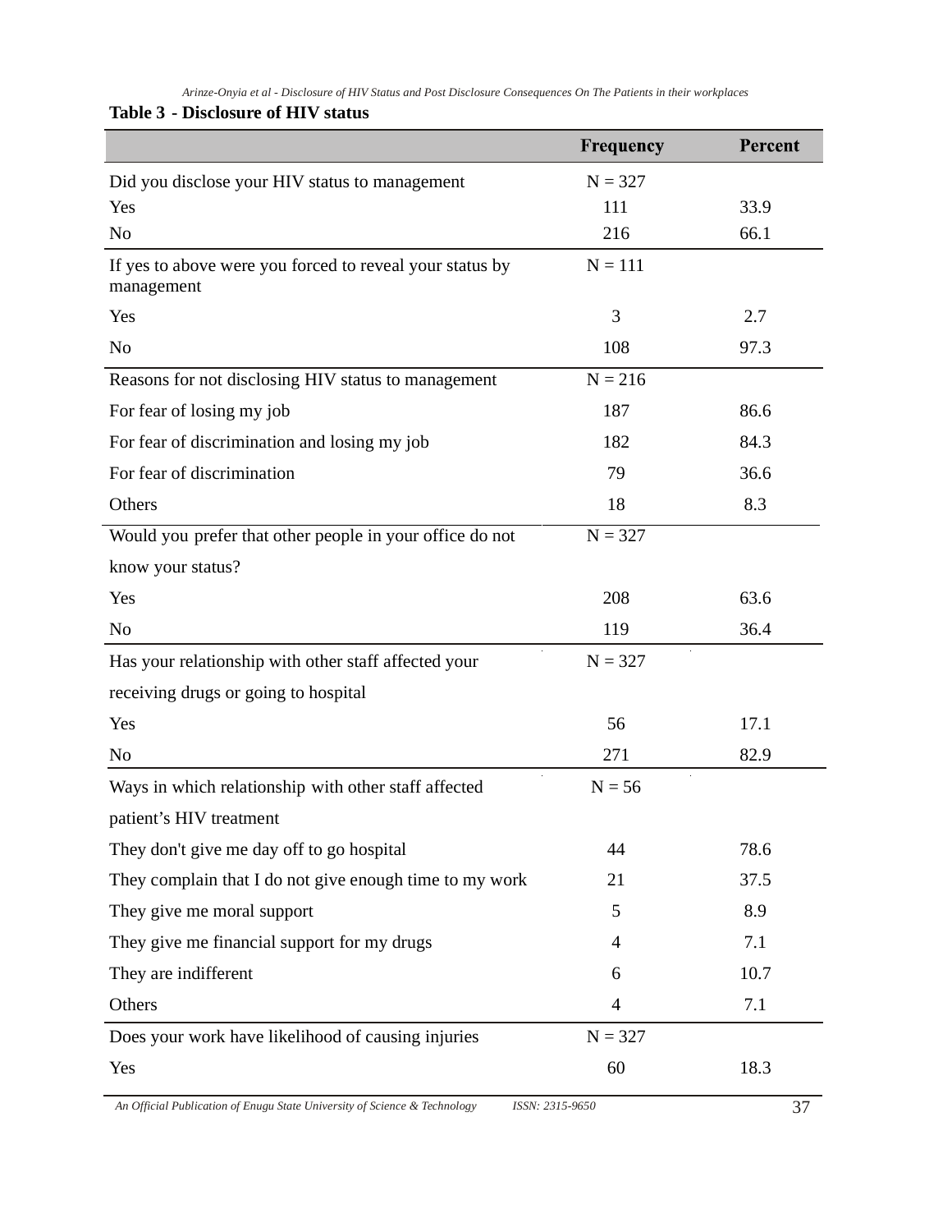**Table 3 - Disclosure of HIV status**

| | Frequency | Percent |
|---|---|---|
| Did you disclose your HIV status to management | N = 327 | |
| Yes | 111 | 33.9 |
| No | 216 | 66.1 |
| If yes to above were you forced to reveal your status by management | N = 111 | |
| Yes | 3 | 2.7 |
| No | 108 | 97.3 |
| Reasons for not disclosing HIV status to management | N = 216 | |
| For fear of losing my job | 187 | 86.6 |
| For fear of discrimination and losing my job | 182 | 84.3 |
| For fear of discrimination | 79 | 36.6 |
| Others | 18 | 8.3 |
| Would you prefer that other people in your office do not know your status? | N = 327 | |
| Yes | 208 | 63.6 |
| No | 119 | 36.4 |
| Has your relationship with other staff affected your receiving drugs or going to hospital | N = 327 | |
| Yes | 56 | 17.1 |
| No | 271 | 82.9 |
| Ways in which relationship with other staff affected patient's HIV treatment | N = 56 | |
| They don't give me day off to go hospital | 44 | 78.6 |
| They complain that I do not give enough time to my work | 21 | 37.5 |
| They give me moral support | 5 | 8.9 |
| They give me financial support for my drugs | 4 | 7.1 |
| They are indifferent | 6 | 10.7 |
| Others | 4 | 7.1 |
| Does your work have likelihood of causing injuries | N = 327 | |
| Yes | 60 | 18.3 |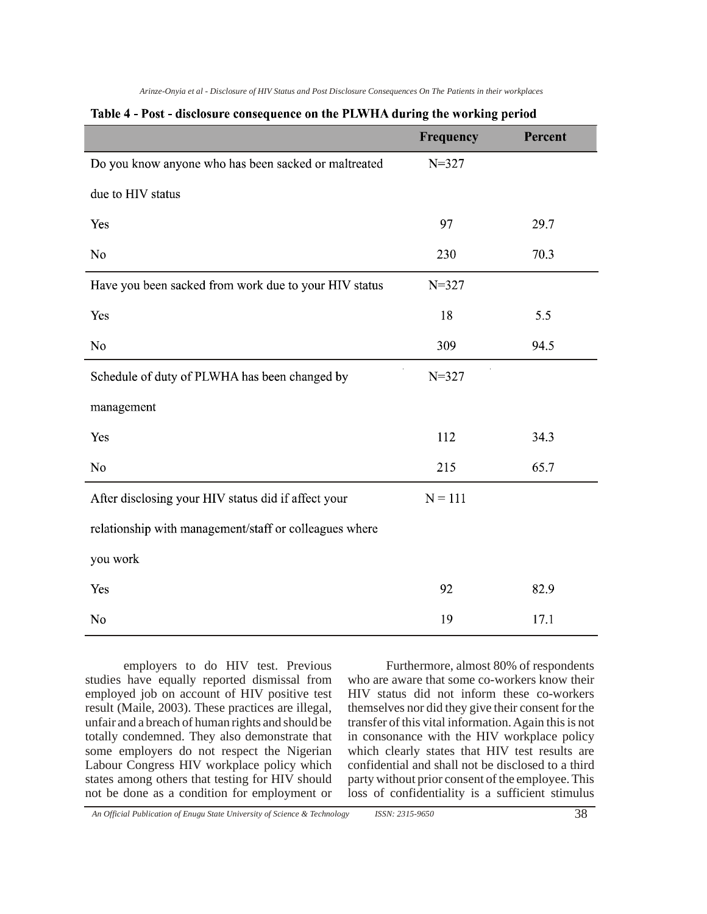**Table 4 - Post - disclosure consequence on the PLWHA during the working period**

| | Frequency | Percent |
|---|---|---|
| Do you know anyone who has been sacked or maltreated due to HIV status | N=327 | |
| Yes | 97 | 29.7 |
| No | 230 | 70.3 |
| Have you been sacked from work due to your HIV status | N=327 | |
| Yes | 18 | 5.5 |
| No | 309 | 94.5 |
| Schedule of duty of PLWHA has been changed by management | N=327 | |
| Yes | 112 | 34.3 |
| No | 215 | 65.7 |
| After disclosing your HIV status did if affect your relationship with management/staff or colleagues where you work | N = 111 | |
| Yes | 92 | 82.9 |
| No | 19 | 17.1 |

employers to do HIV test. Previous studies have equally reported dismissal from employed job on account of HIV positive test result (Maile, 2003). These practices are illegal, unfair and a breach of human rights and should be totally condemned. They also demonstrate that some employers do not respect the Nigerian Labour Congress HIV workplace policy which states among others that testing for HIV should not be done as a condition for employment or

Furthermore, almost 80% of respondents who are aware that some co-workers know their HIV status did not inform these co-workers themselves nor did they give their consent for the transfer of this vital information. Again this is not in consonance with the HIV workplace policy which clearly states that HIV test results are confidential and shall not be disclosed to a third party without prior consent of the employee. This loss of confidentiality is a sufficient stimulus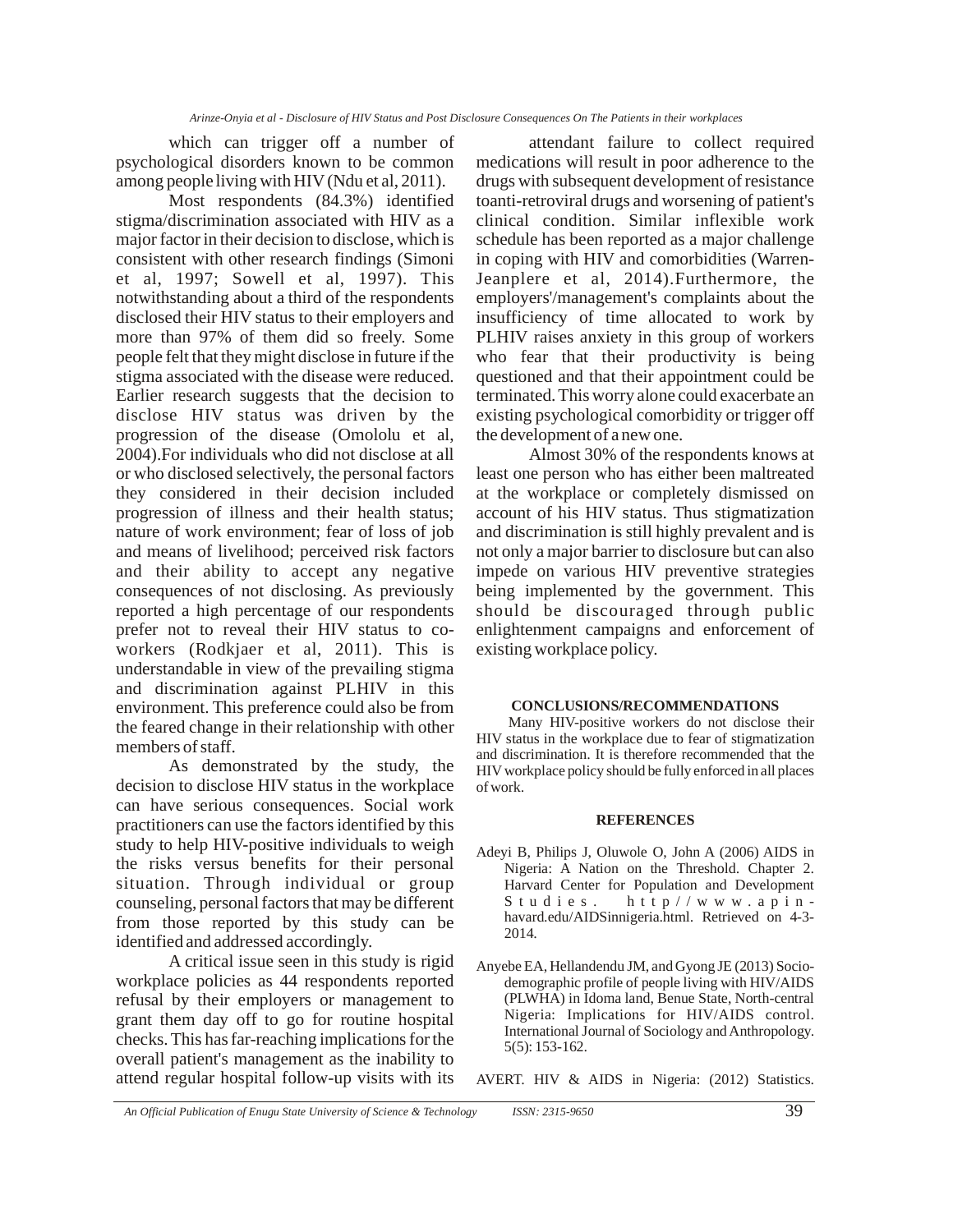which can trigger off a number of psychological disorders known to be common among people living with HIV (Ndu et al, 2011).

Most respondents (84.3%) identified stigma/discrimination associated with HIV as a major factor in their decision to disclose, which is consistent with other research findings (Simoni et al, 1997; Sowell et al, 1997). This notwithstanding about a third of the respondents disclosed their HIV status to their employers and more than 97% of them did so freely. Some people felt that they might disclose in future if the stigma associated with the disease were reduced. Earlier research suggests that the decision to disclose HIV status was driven by the progression of the disease (Omololu et al, 2004).For individuals who did not disclose at all or who disclosed selectively, the personal factors they considered in their decision included progression of illness and their health status; nature of work environment; fear of loss of job and means of livelihood; perceived risk factors and their ability to accept any negative consequences of not disclosing. As previously reported a high percentage of our respondents prefer not to reveal their HIV status to co-workers (Rodkjaer et al, 2011). This is understandable in view of the prevailing stigma and discrimination against PLHIV in this environment. This preference could also be from the feared change in their relationship with other members of staff.

As demonstrated by the study, the decision to disclose HIV status in the workplace can have serious consequences. Social work practitioners can use the factors identified by this study to help HIV-positive individuals to weigh the risks versus benefits for their personal situation. Through individual or group counseling, personal factors that may be different from those reported by this study can be identified and addressed accordingly.

A critical issue seen in this study is rigid workplace policies as 44 respondents reported refusal by their employers or management to grant them day off to go for routine hospital checks. This has far-reaching implications for the overall patient's management as the inability to attend regular hospital follow-up visits with its attendant failure to collect required medications will result in poor adherence to the drugs with subsequent development of resistance toanti-retroviral drugs and worsening of patient's clinical condition. Similar inflexible work schedule has been reported as a major challenge in coping with HIV and comorbidities (Warren-Jeanplere et al, 2014).Furthermore, the employers'/management's complaints about the insufficiency of time allocated to work by PLHIV raises anxiety in this group of workers who fear that their productivity is being questioned and that their appointment could be terminated. This worry alone could exacerbate an existing psychological comorbidity or trigger off the development of a new one.

Almost 30% of the respondents knows at least one person who has either been maltreated at the workplace or completely dismissed on account of his HIV status. Thus stigmatization and discrimination is still highly prevalent and is not only a major barrier to disclosure but can also impede on various HIV preventive strategies being implemented by the government. This should be discouraged through public enlightenment campaigns and enforcement of existing workplace policy.

## CONCLUSIONS/RECOMMENDATIONS

Many HIV-positive workers do not disclose their HIV status in the workplace due to fear of stigmatization and discrimination. It is therefore recommended that the HIV workplace policy should be fully enforced in all places of work.

## REFERENCES

Adeyi B, Philips J, Oluwole O, John A (2006) AIDS in Nigeria: A Nation on the Threshold. Chapter 2. Harvard Center for Population and Development Studies. http//www.apin-havard.edu/AIDSinnigeria.html. Retrieved on 4-3-2014.

Anyebe EA, Hellandendu JM, and Gyong JE (2013) Socio-demographic profile of people living with HIV/AIDS (PLWHA) in Idoma land, Benue State, North-central Nigeria: Implications for HIV/AIDS control. International Journal of Sociology and Anthropology. 5(5): 153-162.

AVERT. HIV & AIDS in Nigeria: (2012) Statistics.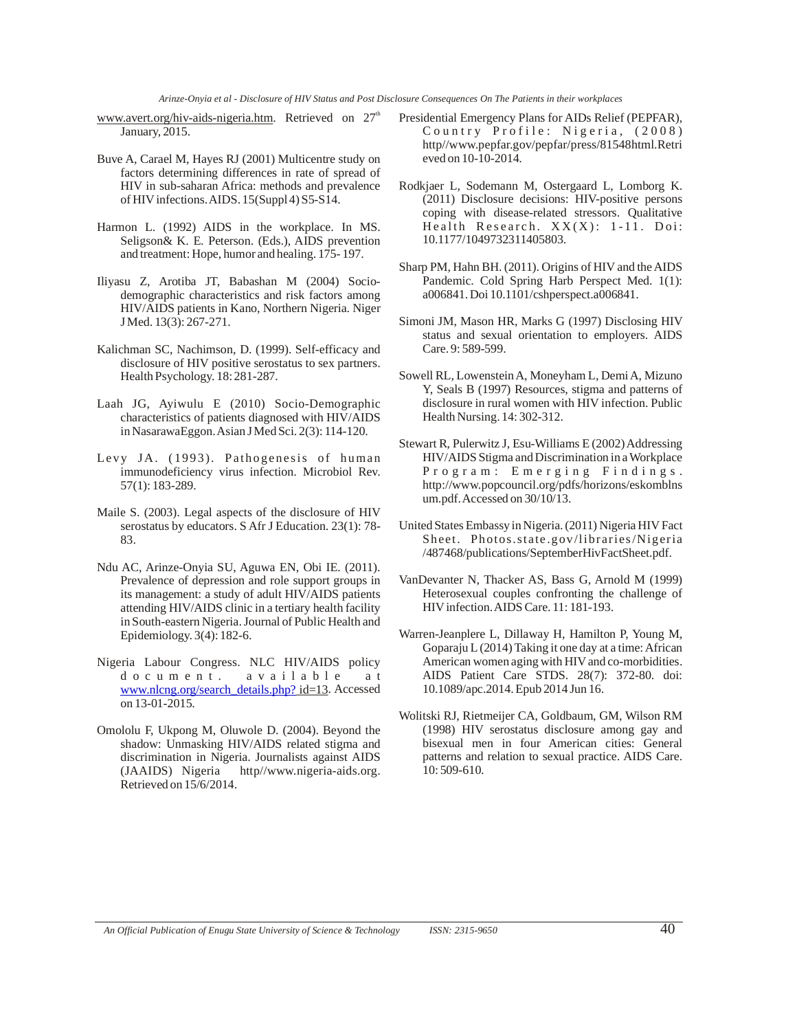www.avert.org/hiv-aids-nigeria.htm. Retrieved on 27th January, 2015.

Buve A, Carael M, Hayes RJ (2001) Multicentre study on factors determining differences in rate of spread of HIV in sub-saharan Africa: methods and prevalence of HIV infections. AIDS. 15(Suppl 4) S5-S14.

Harmon L. (1992) AIDS in the workplace. In MS. Seligson& K. E. Peterson. (Eds.), AIDS prevention and treatment: Hope, humor and healing. 175- 197.

Iliyasu Z, Arotiba JT, Babashan M (2004) Socio-demographic characteristics and risk factors among HIV/AIDS patients in Kano, Northern Nigeria. Niger J Med. 13(3): 267-271.

Kalichman SC, Nachimson, D. (1999). Self-efficacy and disclosure of HIV positive serostatus to sex partners. Health Psychology. 18: 281-287.

Laah JG, Ayiwulu E (2010) Socio-Demographic characteristics of patients diagnosed with HIV/AIDS in NasarawaEggon. Asian J Med Sci. 2(3): 114-120.

Levy JA. (1993). Pathogenesis of human immunodeficiency virus infection. Microbiol Rev. 57(1): 183-289.

Maile S. (2003). Legal aspects of the disclosure of HIV serostatus by educators. S Afr J Education. 23(1): 78-83.

Ndu AC, Arinze-Onyia SU, Aguwa EN, Obi IE. (2011). Prevalence of depression and role support groups in its management: a study of adult HIV/AIDS patients attending HIV/AIDS clinic in a tertiary health facility in South-eastern Nigeria. Journal of Public Health and Epidemiology. 3(4): 182-6.

Nigeria Labour Congress. NLC HIV/AIDS policy document. available at www.nlcng.org/search_details.php? id=13. Accessed on 13-01-2015.

Omololu F, Ukpong M, Oluwole D. (2004). Beyond the shadow: Unmasking HIV/AIDS related stigma and discrimination in Nigeria. Journalists against AIDS (JAAIDS) Nigeria http//www.nigeria-aids.org. Retrieved on 15/6/2014.

Presidential Emergency Plans for AIDs Relief (PEPFAR), Country Profile: Nigeria, (2008) http//www.pepfar.gov/pepfar/press/81548html.Retrieved on 10-10-2014.

Rodkjaer L, Sodemann M, Ostergaard L, Lomborg K. (2011) Disclosure decisions: HIV-positive persons coping with disease-related stressors. Qualitative Health Research. XX(X): 1-11. Doi: 10.1177/1049732311405803.

Sharp PM, Hahn BH. (2011). Origins of HIV and the AIDS Pandemic. Cold Spring Harb Perspect Med. 1(1): a006841. Doi 10.1101/cshperspect.a006841.

Simoni JM, Mason HR, Marks G (1997) Disclosing HIV status and sexual orientation to employers. AIDS Care. 9: 589-599.

Sowell RL, Lowenstein A, Moneyham L, Demi A, Mizuno Y, Seals B (1997) Resources, stigma and patterns of disclosure in rural women with HIV infection. Public Health Nursing. 14: 302-312.

Stewart R, Pulerwitz J, Esu-Williams E (2002) Addressing HIV/AIDS Stigma and Discrimination in a Workplace Program: Emerging Findings. http://www.popcouncil.org/pdfs/horizons/eskomblnsum.pdf. Accessed on 30/10/13.

United States Embassy in Nigeria. (2011) Nigeria HIV Fact Sheet. Photos.state.gov/libraries/Nigeria/487468/publications/SeptemberHivFactSheet.pdf.

VanDevanter N, Thacker AS, Bass G, Arnold M (1999) Heterosexual couples confronting the challenge of HIV infection. AIDS Care. 11: 181-193.

Warren-Jeanplere L, Dillaway H, Hamilton P, Young M, Goparaju L (2014) Taking it one day at a time: African American women aging with HIV and co-morbidities. AIDS Patient Care STDS. 28(7): 372-80. doi: 10.1089/apc.2014. Epub 2014 Jun 16.

Wolitski RJ, Rietmeijer CA, Goldbaum, GM, Wilson RM (1998) HIV serostatus disclosure among gay and bisexual men in four American cities: General patterns and relation to sexual practice. AIDS Care. 10: 509-610.